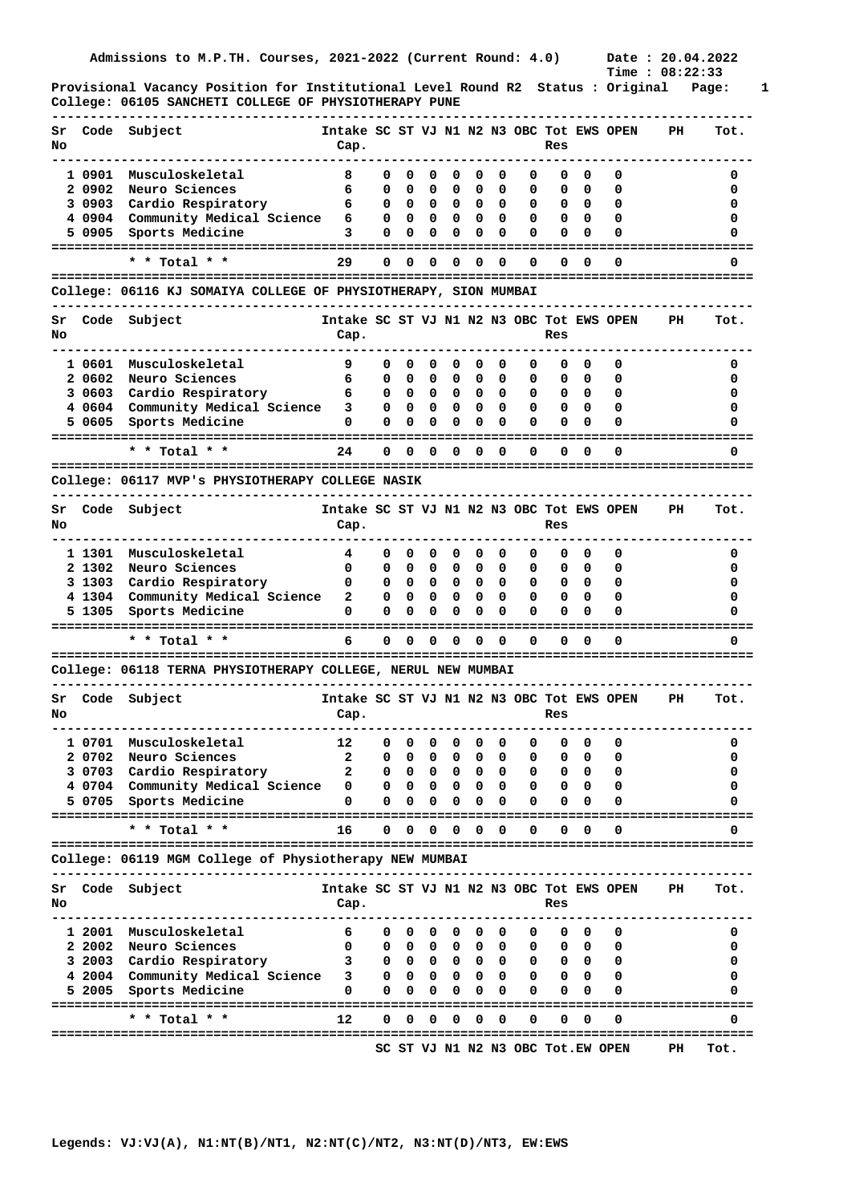Admissions to M.P.TH. Courses, 2021-2022 (Current Round: 4.0)    Date : 20.04.2022
Time : 08:22:33

Provisional Vacancy Position for Institutional Level Round R2  Status : Original

College: 06105 SANCHETI COLLEGE OF PHYSIOTHERAPY PUNE

| Sr No | Code | Subject | Intake Cap. | SC | ST | VJ | N1 | N2 | N3 | OBC | Tot Res | EWS | OPEN | PH | Tot. |
|---|---|---|---|---|---|---|---|---|---|---|---|---|---|---|---|
| 1 | 0901 | Musculoskeletal | 8 | 0 | 0 | 0 | 0 | 0 | 0 | 0 | 0 | 0 | 0 | | 0 |
| 2 | 0902 | Neuro Sciences | 6 | 0 | 0 | 0 | 0 | 0 | 0 | 0 | 0 | 0 | 0 | | 0 |
| 3 | 0903 | Cardio Respiratory | 6 | 0 | 0 | 0 | 0 | 0 | 0 | 0 | 0 | 0 | 0 | | 0 |
| 4 | 0904 | Community Medical Science | 6 | 0 | 0 | 0 | 0 | 0 | 0 | 0 | 0 | 0 | 0 | | 0 |
| 5 | 0905 | Sports Medicine | 3 | 0 | 0 | 0 | 0 | 0 | 0 | 0 | 0 | 0 | 0 | | 0 |
| | | * * Total * * | 29 | 0 | 0 | 0 | 0 | 0 | 0 | 0 | 0 | 0 | 0 | | 0 |

College: 06116 KJ SOMAIYA COLLEGE OF PHYSIOTHERAPY, SION MUMBAI

| Sr No | Code | Subject | Intake Cap. | SC | ST | VJ | N1 | N2 | N3 | OBC | Tot Res | EWS | OPEN | PH | Tot. |
|---|---|---|---|---|---|---|---|---|---|---|---|---|---|---|---|
| 1 | 0601 | Musculoskeletal | 9 | 0 | 0 | 0 | 0 | 0 | 0 | 0 | 0 | 0 | 0 | | 0 |
| 2 | 0602 | Neuro Sciences | 6 | 0 | 0 | 0 | 0 | 0 | 0 | 0 | 0 | 0 | 0 | | 0 |
| 3 | 0603 | Cardio Respiratory | 6 | 0 | 0 | 0 | 0 | 0 | 0 | 0 | 0 | 0 | 0 | | 0 |
| 4 | 0604 | Community Medical Science | 3 | 0 | 0 | 0 | 0 | 0 | 0 | 0 | 0 | 0 | 0 | | 0 |
| 5 | 0605 | Sports Medicine | 0 | 0 | 0 | 0 | 0 | 0 | 0 | 0 | 0 | 0 | 0 | | 0 |
| | | * * Total * * | 24 | 0 | 0 | 0 | 0 | 0 | 0 | 0 | 0 | 0 | 0 | | 0 |

College: 06117 MVP's PHYSIOTHERAPY COLLEGE NASIK

| Sr No | Code | Subject | Intake Cap. | SC | ST | VJ | N1 | N2 | N3 | OBC | Tot Res | EWS | OPEN | PH | Tot. |
|---|---|---|---|---|---|---|---|---|---|---|---|---|---|---|---|
| 1 | 1301 | Musculoskeletal | 4 | 0 | 0 | 0 | 0 | 0 | 0 | 0 | 0 | 0 | 0 | | 0 |
| 2 | 1302 | Neuro Sciences | 0 | 0 | 0 | 0 | 0 | 0 | 0 | 0 | 0 | 0 | 0 | | 0 |
| 3 | 1303 | Cardio Respiratory | 0 | 0 | 0 | 0 | 0 | 0 | 0 | 0 | 0 | 0 | 0 | | 0 |
| 4 | 1304 | Community Medical Science | 2 | 0 | 0 | 0 | 0 | 0 | 0 | 0 | 0 | 0 | 0 | | 0 |
| 5 | 1305 | Sports Medicine | 0 | 0 | 0 | 0 | 0 | 0 | 0 | 0 | 0 | 0 | 0 | | 0 |
| | | * * Total * * | 6 | 0 | 0 | 0 | 0 | 0 | 0 | 0 | 0 | 0 | 0 | | 0 |

College: 06118 TERNA PHYSIOTHERAPY COLLEGE, NERUL NEW MUMBAI

| Sr No | Code | Subject | Intake Cap. | SC | ST | VJ | N1 | N2 | N3 | OBC | Tot Res | EWS | OPEN | PH | Tot. |
|---|---|---|---|---|---|---|---|---|---|---|---|---|---|---|---|
| 1 | 0701 | Musculoskeletal | 12 | 0 | 0 | 0 | 0 | 0 | 0 | 0 | 0 | 0 | 0 | | 0 |
| 2 | 0702 | Neuro Sciences | 2 | 0 | 0 | 0 | 0 | 0 | 0 | 0 | 0 | 0 | 0 | | 0 |
| 3 | 0703 | Cardio Respiratory | 2 | 0 | 0 | 0 | 0 | 0 | 0 | 0 | 0 | 0 | 0 | | 0 |
| 4 | 0704 | Community Medical Science | 0 | 0 | 0 | 0 | 0 | 0 | 0 | 0 | 0 | 0 | 0 | | 0 |
| 5 | 0705 | Sports Medicine | 0 | 0 | 0 | 0 | 0 | 0 | 0 | 0 | 0 | 0 | 0 | | 0 |
| | | * * Total * * | 16 | 0 | 0 | 0 | 0 | 0 | 0 | 0 | 0 | 0 | 0 | | 0 |

College: 06119 MGM College of Physiotherapy NEW MUMBAI

| Sr No | Code | Subject | Intake Cap. | SC | ST | VJ | N1 | N2 | N3 | OBC | Tot Res | EWS | OPEN | PH | Tot. |
|---|---|---|---|---|---|---|---|---|---|---|---|---|---|---|---|
| 1 | 2001 | Musculoskeletal | 6 | 0 | 0 | 0 | 0 | 0 | 0 | 0 | 0 | 0 | 0 | | 0 |
| 2 | 2002 | Neuro Sciences | 0 | 0 | 0 | 0 | 0 | 0 | 0 | 0 | 0 | 0 | 0 | | 0 |
| 3 | 2003 | Cardio Respiratory | 3 | 0 | 0 | 0 | 0 | 0 | 0 | 0 | 0 | 0 | 0 | | 0 |
| 4 | 2004 | Community Medical Science | 3 | 0 | 0 | 0 | 0 | 0 | 0 | 0 | 0 | 0 | 0 | | 0 |
| 5 | 2005 | Sports Medicine | 0 | 0 | 0 | 0 | 0 | 0 | 0 | 0 | 0 | 0 | 0 | | 0 |
| | | * * Total * * | 12 | 0 | 0 | 0 | 0 | 0 | 0 | 0 | 0 | 0 | 0 | | 0 |

SC ST VJ N1 N2 N3 OBC Tot.EW OPEN PH Tot.

Legends: VJ:VJ(A), N1:NT(B)/NT1, N2:NT(C)/NT2, N3:NT(D)/NT3, EW:EWS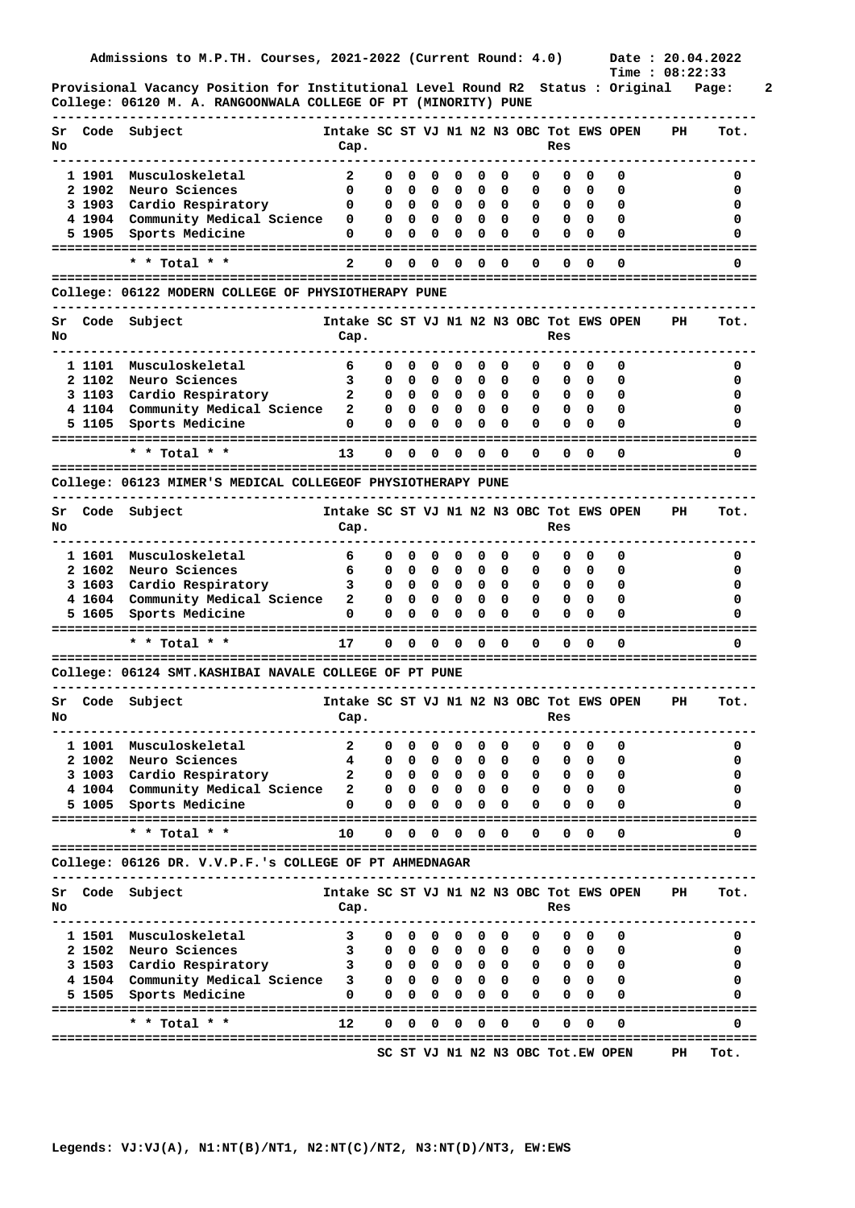Admissions to M.P.TH. Courses, 2021-2022 (Current Round: 4.0)    Date : 20.04.2022
Time : 08:22:33

Provisional Vacancy Position for Institutional Level Round R2  Status : Original

College: 06120 M. A. RANGOONWALA COLLEGE OF PT (MINORITY) PUNE

| Sr No | Code | Subject | Intake Cap. | SC | ST | VJ | N1 | N2 | N3 | OBC | Tot Res | EWS | OPEN | PH | Tot. |
|---|---|---|---|---|---|---|---|---|---|---|---|---|---|---|---|
| 1 | 1901 | Musculoskeletal | 2 | 0 | 0 | 0 | 0 | 0 | 0 | 0 | 0 | 0 | 0 | | 0 |
| 2 | 1902 | Neuro Sciences | 0 | 0 | 0 | 0 | 0 | 0 | 0 | 0 | 0 | 0 | 0 | | 0 |
| 3 | 1903 | Cardio Respiratory | 0 | 0 | 0 | 0 | 0 | 0 | 0 | 0 | 0 | 0 | 0 | | 0 |
| 4 | 1904 | Community Medical Science | 0 | 0 | 0 | 0 | 0 | 0 | 0 | 0 | 0 | 0 | 0 | | 0 |
| 5 | 1905 | Sports Medicine | 0 | 0 | 0 | 0 | 0 | 0 | 0 | 0 | 0 | 0 | 0 | | 0 |
| | | * * Total * * | 2 | 0 | 0 | 0 | 0 | 0 | 0 | 0 | 0 | 0 | 0 | | 0 |

College: 06122 MODERN COLLEGE OF PHYSIOTHERAPY PUNE

| Sr No | Code | Subject | Intake Cap. | SC | ST | VJ | N1 | N2 | N3 | OBC | Tot Res | EWS | OPEN | PH | Tot. |
|---|---|---|---|---|---|---|---|---|---|---|---|---|---|---|---|
| 1 | 1101 | Musculoskeletal | 6 | 0 | 0 | 0 | 0 | 0 | 0 | 0 | 0 | 0 | 0 | | 0 |
| 2 | 1102 | Neuro Sciences | 3 | 0 | 0 | 0 | 0 | 0 | 0 | 0 | 0 | 0 | 0 | | 0 |
| 3 | 1103 | Cardio Respiratory | 2 | 0 | 0 | 0 | 0 | 0 | 0 | 0 | 0 | 0 | 0 | | 0 |
| 4 | 1104 | Community Medical Science | 2 | 0 | 0 | 0 | 0 | 0 | 0 | 0 | 0 | 0 | 0 | | 0 |
| 5 | 1105 | Sports Medicine | 0 | 0 | 0 | 0 | 0 | 0 | 0 | 0 | 0 | 0 | 0 | | 0 |
| | | * * Total * * | 13 | 0 | 0 | 0 | 0 | 0 | 0 | 0 | 0 | 0 | 0 | | 0 |

College: 06123 MIMER'S MEDICAL COLLEGEOF PHYSIOTHERAPY PUNE

| Sr No | Code | Subject | Intake Cap. | SC | ST | VJ | N1 | N2 | N3 | OBC | Tot Res | EWS | OPEN | PH | Tot. |
|---|---|---|---|---|---|---|---|---|---|---|---|---|---|---|---|
| 1 | 1601 | Musculoskeletal | 6 | 0 | 0 | 0 | 0 | 0 | 0 | 0 | 0 | 0 | 0 | | 0 |
| 2 | 1602 | Neuro Sciences | 6 | 0 | 0 | 0 | 0 | 0 | 0 | 0 | 0 | 0 | 0 | | 0 |
| 3 | 1603 | Cardio Respiratory | 3 | 0 | 0 | 0 | 0 | 0 | 0 | 0 | 0 | 0 | 0 | | 0 |
| 4 | 1604 | Community Medical Science | 2 | 0 | 0 | 0 | 0 | 0 | 0 | 0 | 0 | 0 | 0 | | 0 |
| 5 | 1605 | Sports Medicine | 0 | 0 | 0 | 0 | 0 | 0 | 0 | 0 | 0 | 0 | 0 | | 0 |
| | | * * Total * * | 17 | 0 | 0 | 0 | 0 | 0 | 0 | 0 | 0 | 0 | 0 | | 0 |

College: 06124 SMT.KASHIBAI NAVALE COLLEGE OF PT PUNE

| Sr No | Code | Subject | Intake Cap. | SC | ST | VJ | N1 | N2 | N3 | OBC | Tot Res | EWS | OPEN | PH | Tot. |
|---|---|---|---|---|---|---|---|---|---|---|---|---|---|---|---|
| 1 | 1001 | Musculoskeletal | 2 | 0 | 0 | 0 | 0 | 0 | 0 | 0 | 0 | 0 | 0 | | 0 |
| 2 | 1002 | Neuro Sciences | 4 | 0 | 0 | 0 | 0 | 0 | 0 | 0 | 0 | 0 | 0 | | 0 |
| 3 | 1003 | Cardio Respiratory | 2 | 0 | 0 | 0 | 0 | 0 | 0 | 0 | 0 | 0 | 0 | | 0 |
| 4 | 1004 | Community Medical Science | 2 | 0 | 0 | 0 | 0 | 0 | 0 | 0 | 0 | 0 | 0 | | 0 |
| 5 | 1005 | Sports Medicine | 0 | 0 | 0 | 0 | 0 | 0 | 0 | 0 | 0 | 0 | 0 | | 0 |
| | | * * Total * * | 10 | 0 | 0 | 0 | 0 | 0 | 0 | 0 | 0 | 0 | 0 | | 0 |

College: 06126 DR. V.V.P.F.'s COLLEGE OF PT AHMEDNAGAR

| Sr No | Code | Subject | Intake Cap. | SC | ST | VJ | N1 | N2 | N3 | OBC | Tot Res | EWS | OPEN | PH | Tot. |
|---|---|---|---|---|---|---|---|---|---|---|---|---|---|---|---|
| 1 | 1501 | Musculoskeletal | 3 | 0 | 0 | 0 | 0 | 0 | 0 | 0 | 0 | 0 | 0 | | 0 |
| 2 | 1502 | Neuro Sciences | 3 | 0 | 0 | 0 | 0 | 0 | 0 | 0 | 0 | 0 | 0 | | 0 |
| 3 | 1503 | Cardio Respiratory | 3 | 0 | 0 | 0 | 0 | 0 | 0 | 0 | 0 | 0 | 0 | | 0 |
| 4 | 1504 | Community Medical Science | 3 | 0 | 0 | 0 | 0 | 0 | 0 | 0 | 0 | 0 | 0 | | 0 |
| 5 | 1505 | Sports Medicine | 0 | 0 | 0 | 0 | 0 | 0 | 0 | 0 | 0 | 0 | 0 | | 0 |
| | | * * Total * * | 12 | 0 | 0 | 0 | 0 | 0 | 0 | 0 | 0 | 0 | 0 | | 0 |

SC ST VJ N1 N2 N3 OBC Tot.EW OPEN PH Tot.

Legends: VJ:VJ(A), N1:NT(B)/NT1, N2:NT(C)/NT2, N3:NT(D)/NT3, EW:EWS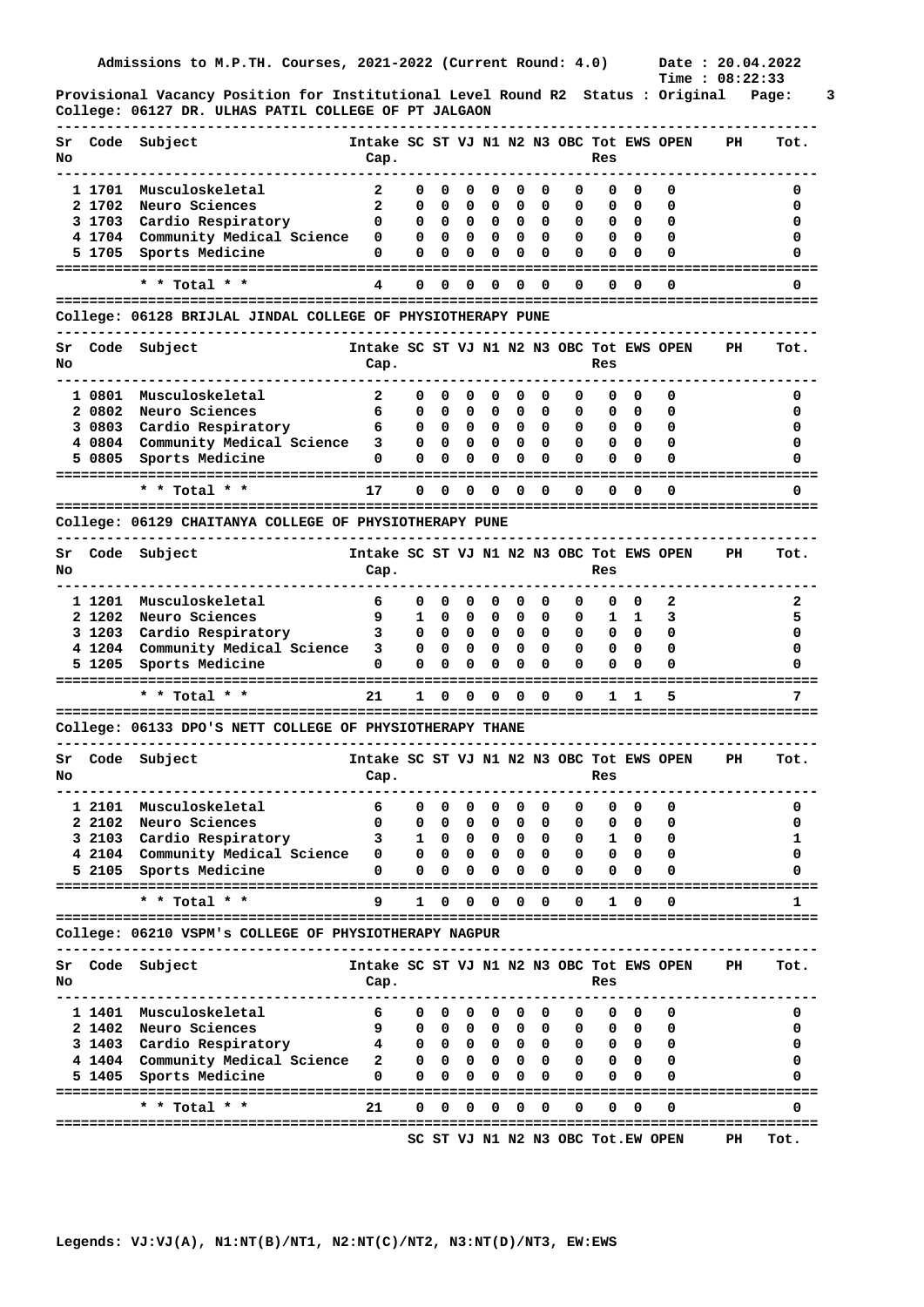Admissions to M.P.TH. Courses, 2021-2022 (Current Round: 4.0) Date : 20.04.2022
Time : 08:22:33

Provisional Vacancy Position for Institutional Level Round R2 Status : Original

College: 06127 DR. ULHAS PATIL COLLEGE OF PT JALGAON

| Sr No | Code | Subject | Intake Cap. | SC | ST | VJ | N1 | N2 | N3 | OBC | Tot Res | EWS | OPEN | PH | Tot. |
|---|---|---|---|---|---|---|---|---|---|---|---|---|---|---|---|
| 1 | 1701 | Musculoskeletal | 2 | 0 | 0 | 0 | 0 | 0 | 0 | 0 | 0 | 0 | 0 | | 0 |
| 2 | 1702 | Neuro Sciences | 2 | 0 | 0 | 0 | 0 | 0 | 0 | 0 | 0 | 0 | 0 | | 0 |
| 3 | 1703 | Cardio Respiratory | 0 | 0 | 0 | 0 | 0 | 0 | 0 | 0 | 0 | 0 | 0 | | 0 |
| 4 | 1704 | Community Medical Science | 0 | 0 | 0 | 0 | 0 | 0 | 0 | 0 | 0 | 0 | 0 | | 0 |
| 5 | 1705 | Sports Medicine | 0 | 0 | 0 | 0 | 0 | 0 | 0 | 0 | 0 | 0 | 0 | | 0 |
| | | * * Total * * | 4 | 0 | 0 | 0 | 0 | 0 | 0 | 0 | 0 | 0 | 0 | | 0 |

College: 06128 BRIJLAL JINDAL COLLEGE OF PHYSIOTHERAPY PUNE

| Sr No | Code | Subject | Intake Cap. | SC | ST | VJ | N1 | N2 | N3 | OBC | Tot Res | EWS | OPEN | PH | Tot. |
|---|---|---|---|---|---|---|---|---|---|---|---|---|---|---|---|
| 1 | 0801 | Musculoskeletal | 2 | 0 | 0 | 0 | 0 | 0 | 0 | 0 | 0 | 0 | 0 | | 0 |
| 2 | 0802 | Neuro Sciences | 6 | 0 | 0 | 0 | 0 | 0 | 0 | 0 | 0 | 0 | 0 | | 0 |
| 3 | 0803 | Cardio Respiratory | 6 | 0 | 0 | 0 | 0 | 0 | 0 | 0 | 0 | 0 | 0 | | 0 |
| 4 | 0804 | Community Medical Science | 3 | 0 | 0 | 0 | 0 | 0 | 0 | 0 | 0 | 0 | 0 | | 0 |
| 5 | 0805 | Sports Medicine | 0 | 0 | 0 | 0 | 0 | 0 | 0 | 0 | 0 | 0 | 0 | | 0 |
| | | * * Total * * | 17 | 0 | 0 | 0 | 0 | 0 | 0 | 0 | 0 | 0 | 0 | | 0 |

College: 06129 CHAITANYA COLLEGE OF PHYSIOTHERAPY PUNE

| Sr No | Code | Subject | Intake Cap. | SC | ST | VJ | N1 | N2 | N3 | OBC | Tot Res | EWS | OPEN | PH | Tot. |
|---|---|---|---|---|---|---|---|---|---|---|---|---|---|---|---|
| 1 | 1201 | Musculoskeletal | 6 | 0 | 0 | 0 | 0 | 0 | 0 | 0 | 0 | 0 | 2 | | 2 |
| 2 | 1202 | Neuro Sciences | 9 | 1 | 0 | 0 | 0 | 0 | 0 | 0 | 1 | 1 | 3 | | 5 |
| 3 | 1203 | Cardio Respiratory | 3 | 0 | 0 | 0 | 0 | 0 | 0 | 0 | 0 | 0 | 0 | | 0 |
| 4 | 1204 | Community Medical Science | 3 | 0 | 0 | 0 | 0 | 0 | 0 | 0 | 0 | 0 | 0 | | 0 |
| 5 | 1205 | Sports Medicine | 0 | 0 | 0 | 0 | 0 | 0 | 0 | 0 | 0 | 0 | 0 | | 0 |
| | | * * Total * * | 21 | 1 | 0 | 0 | 0 | 0 | 0 | 0 | 1 | 1 | 5 | | 7 |

College: 06133 DPO'S NETT COLLEGE OF PHYSIOTHERAPY THANE

| Sr No | Code | Subject | Intake Cap. | SC | ST | VJ | N1 | N2 | N3 | OBC | Tot Res | EWS | OPEN | PH | Tot. |
|---|---|---|---|---|---|---|---|---|---|---|---|---|---|---|---|
| 1 | 2101 | Musculoskeletal | 6 | 0 | 0 | 0 | 0 | 0 | 0 | 0 | 0 | 0 | 0 | | 0 |
| 2 | 2102 | Neuro Sciences | 0 | 0 | 0 | 0 | 0 | 0 | 0 | 0 | 0 | 0 | 0 | | 0 |
| 3 | 2103 | Cardio Respiratory | 3 | 1 | 0 | 0 | 0 | 0 | 0 | 0 | 1 | 0 | 0 | | 1 |
| 4 | 2104 | Community Medical Science | 0 | 0 | 0 | 0 | 0 | 0 | 0 | 0 | 0 | 0 | 0 | | 0 |
| 5 | 2105 | Sports Medicine | 0 | 0 | 0 | 0 | 0 | 0 | 0 | 0 | 0 | 0 | 0 | | 0 |
| | | * * Total * * | 9 | 1 | 0 | 0 | 0 | 0 | 0 | 0 | 1 | 0 | 0 | | 1 |

College: 06210 VSPM's COLLEGE OF PHYSIOTHERAPY NAGPUR

| Sr No | Code | Subject | Intake Cap. | SC | ST | VJ | N1 | N2 | N3 | OBC | Tot Res | EWS | OPEN | PH | Tot. |
|---|---|---|---|---|---|---|---|---|---|---|---|---|---|---|---|
| 1 | 1401 | Musculoskeletal | 6 | 0 | 0 | 0 | 0 | 0 | 0 | 0 | 0 | 0 | 0 | | 0 |
| 2 | 1402 | Neuro Sciences | 9 | 0 | 0 | 0 | 0 | 0 | 0 | 0 | 0 | 0 | 0 | | 0 |
| 3 | 1403 | Cardio Respiratory | 4 | 0 | 0 | 0 | 0 | 0 | 0 | 0 | 0 | 0 | 0 | | 0 |
| 4 | 1404 | Community Medical Science | 2 | 0 | 0 | 0 | 0 | 0 | 0 | 0 | 0 | 0 | 0 | | 0 |
| 5 | 1405 | Sports Medicine | 0 | 0 | 0 | 0 | 0 | 0 | 0 | 0 | 0 | 0 | 0 | | 0 |
| | | * * Total * * | 21 | 0 | 0 | 0 | 0 | 0 | 0 | 0 | 0 | 0 | 0 | | 0 |

SC ST VJ N1 N2 N3 OBC Tot.EW OPEN PH Tot.

Legends: VJ:VJ(A), N1:NT(B)/NT1, N2:NT(C)/NT2, N3:NT(D)/NT3, EW:EWS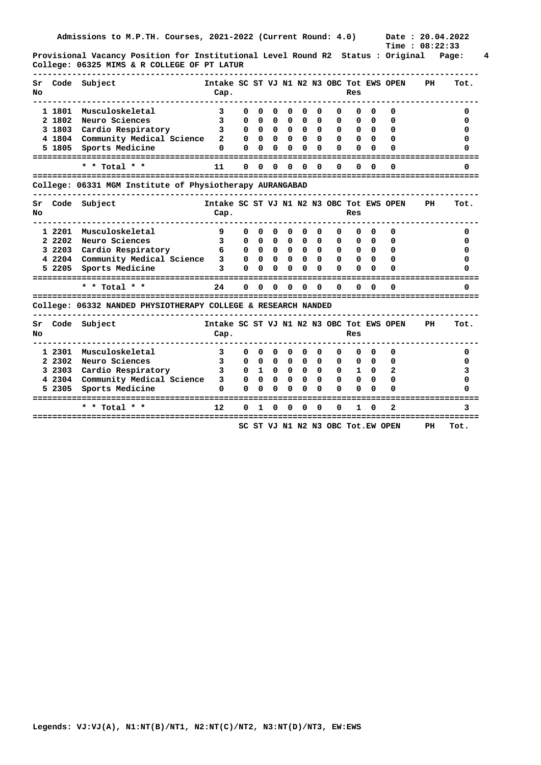Admissions to M.P.TH. Courses, 2021-2022 (Current Round: 4.0) Date : 20.04.2022
Time : 08:22:33

Provisional Vacancy Position for Institutional Level Round R2 Status : Original

College: 06325 MIMS & R COLLEGE OF PT LATUR

| Sr No | Code | Subject | Intake Cap. | SC | ST | VJ | N1 | N2 | N3 | OBC | Tot Res | EWS | OPEN | PH | Tot. |
|---|---|---|---|---|---|---|---|---|---|---|---|---|---|---|---|
| 1 | 1801 | Musculoskeletal | 3 | 0 | 0 | 0 | 0 | 0 | 0 | 0 | 0 | 0 | 0 | | 0 |
| 2 | 1802 | Neuro Sciences | 3 | 0 | 0 | 0 | 0 | 0 | 0 | 0 | 0 | 0 | 0 | | 0 |
| 3 | 1803 | Cardio Respiratory | 3 | 0 | 0 | 0 | 0 | 0 | 0 | 0 | 0 | 0 | 0 | | 0 |
| 4 | 1804 | Community Medical Science | 2 | 0 | 0 | 0 | 0 | 0 | 0 | 0 | 0 | 0 | 0 | | 0 |
| 5 | 1805 | Sports Medicine | 0 | 0 | 0 | 0 | 0 | 0 | 0 | 0 | 0 | 0 | 0 | | 0 |
| | | * * Total * * | 11 | 0 | 0 | 0 | 0 | 0 | 0 | 0 | 0 | 0 | 0 | | 0 |

College: 06331 MGM Institute of Physiotherapy AURANGABAD

| Sr No | Code | Subject | Intake Cap. | SC | ST | VJ | N1 | N2 | N3 | OBC | Tot Res | EWS | OPEN | PH | Tot. |
|---|---|---|---|---|---|---|---|---|---|---|---|---|---|---|---|
| 1 | 2201 | Musculoskeletal | 9 | 0 | 0 | 0 | 0 | 0 | 0 | 0 | 0 | 0 | 0 | | 0 |
| 2 | 2202 | Neuro Sciences | 3 | 0 | 0 | 0 | 0 | 0 | 0 | 0 | 0 | 0 | 0 | | 0 |
| 3 | 2203 | Cardio Respiratory | 6 | 0 | 0 | 0 | 0 | 0 | 0 | 0 | 0 | 0 | 0 | | 0 |
| 4 | 2204 | Community Medical Science | 3 | 0 | 0 | 0 | 0 | 0 | 0 | 0 | 0 | 0 | 0 | | 0 |
| 5 | 2205 | Sports Medicine | 3 | 0 | 0 | 0 | 0 | 0 | 0 | 0 | 0 | 0 | 0 | | 0 |
| | | * * Total * * | 24 | 0 | 0 | 0 | 0 | 0 | 0 | 0 | 0 | 0 | 0 | | 0 |

College: 06332 NANDED PHYSIOTHERAPY COLLEGE & RESEARCH NANDED

| Sr No | Code | Subject | Intake Cap. | SC | ST | VJ | N1 | N2 | N3 | OBC | Tot Res | EWS | OPEN | PH | Tot. |
|---|---|---|---|---|---|---|---|---|---|---|---|---|---|---|---|
| 1 | 2301 | Musculoskeletal | 3 | 0 | 0 | 0 | 0 | 0 | 0 | 0 | 0 | 0 | 0 | | 0 |
| 2 | 2302 | Neuro Sciences | 3 | 0 | 0 | 0 | 0 | 0 | 0 | 0 | 0 | 0 | 0 | | 0 |
| 3 | 2303 | Cardio Respiratory | 3 | 0 | 1 | 0 | 0 | 0 | 0 | 0 | 1 | 0 | 2 | | 3 |
| 4 | 2304 | Community Medical Science | 3 | 0 | 0 | 0 | 0 | 0 | 0 | 0 | 0 | 0 | 0 | | 0 |
| 5 | 2305 | Sports Medicine | 0 | 0 | 0 | 0 | 0 | 0 | 0 | 0 | 0 | 0 | 0 | | 0 |
| | | * * Total * * | 12 | 0 | 1 | 0 | 0 | 0 | 0 | 0 | 1 | 0 | 2 | | 3 |

SC ST VJ N1 N2 N3 OBC Tot.EW OPEN PH Tot.

Legends: VJ:VJ(A), N1:NT(B)/NT1, N2:NT(C)/NT2, N3:NT(D)/NT3, EW:EWS